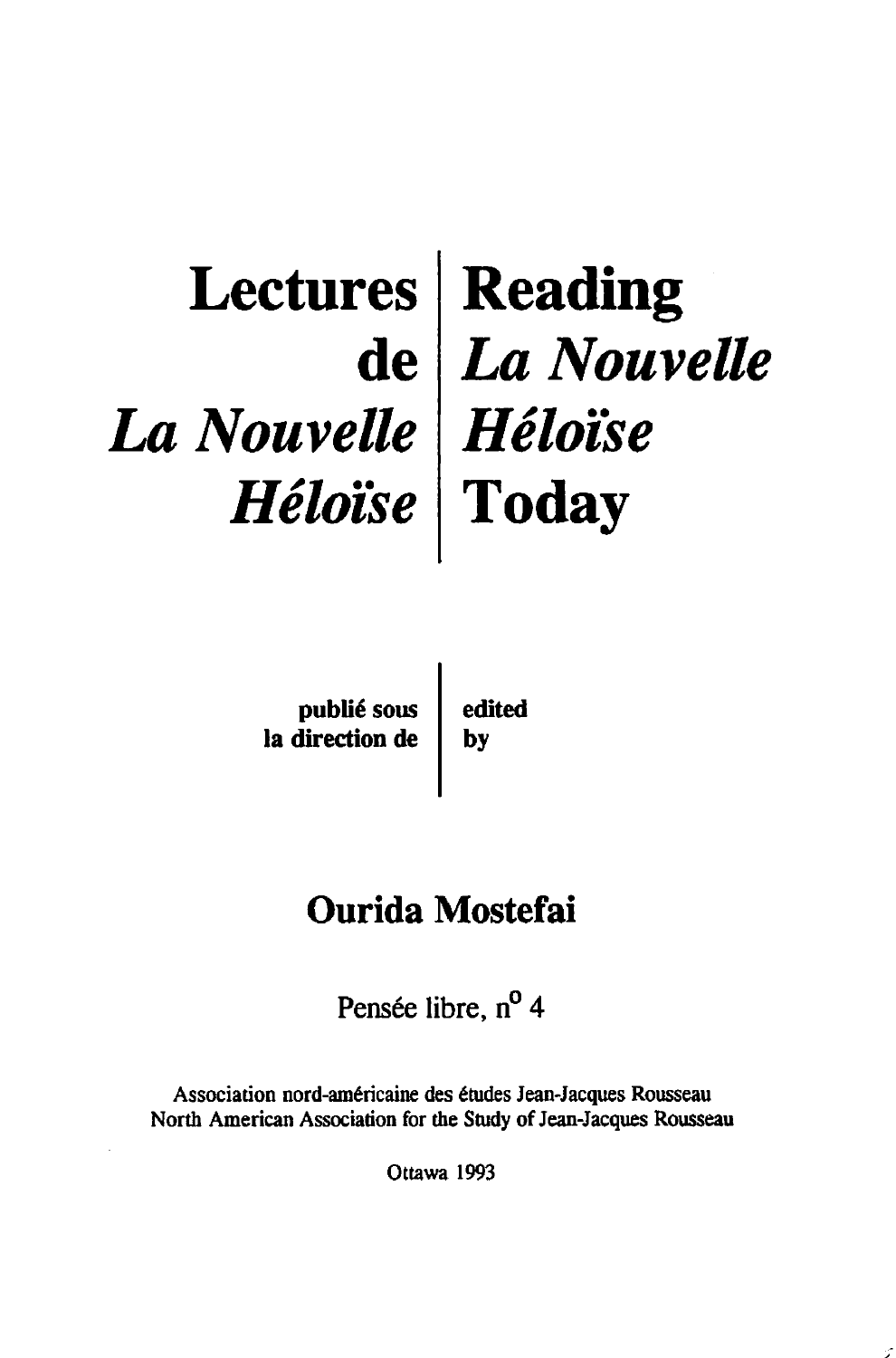# Lectures de *La Nouvelle Héloïse*

# Reading *La Nouvelle Héloïse* Today

**publié sous la direction de**

**edited by**

## Ourida Mostefai

Pensée libre, n° 4

Association nord-américaine des études Jean-Jacques Rousseau
North American Association for the Study of Jean-Jacques Rousseau

Ottawa 1993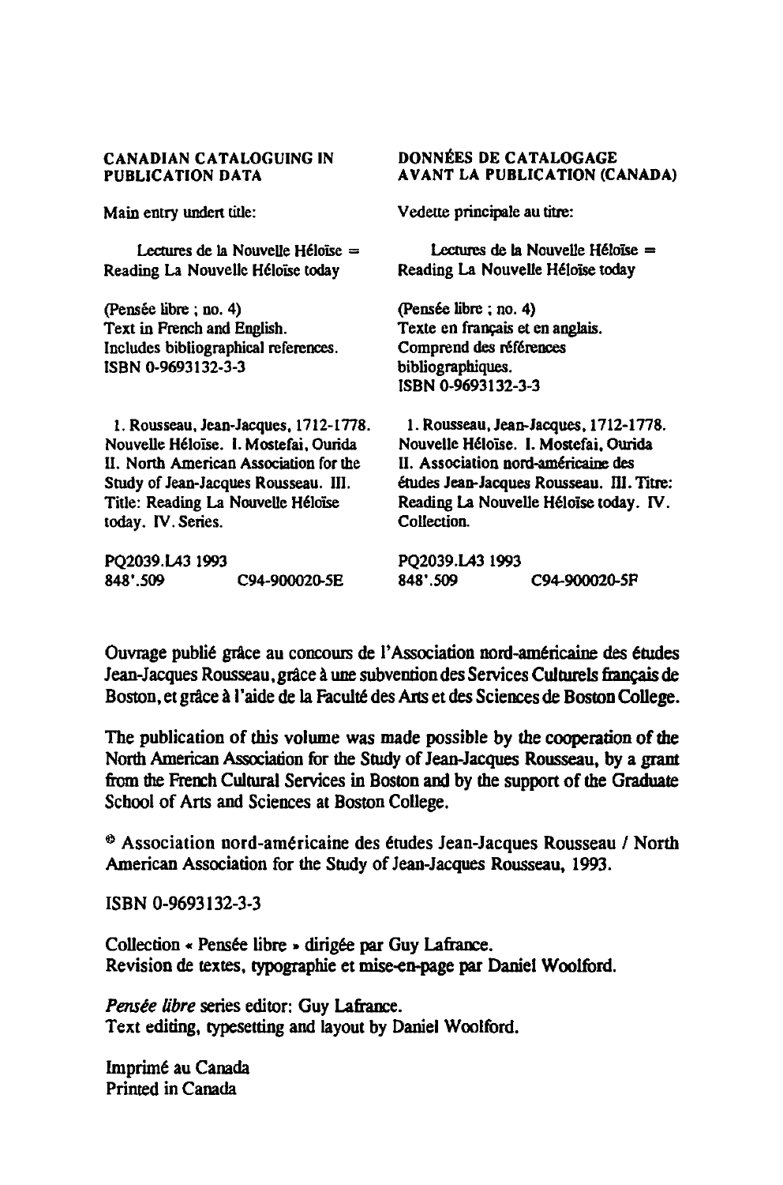**CANADIAN CATALOGUING IN PUBLICATION DATA**

Main entry undert title:

Lectures de la Nouvelle Héloïse = Reading La Nouvelle Héloïse today

(Pensée libre ; no. 4)
Text in French and English.
Includes bibliographical references.
ISBN 0-9693132-3-3

1. Rousseau, Jean-Jacques, 1712-1778. Nouvelle Héloïse. I. Mostefai, Ourida II. North American Association for the Study of Jean-Jacques Rousseau. III. Title: Reading La Nouvelle Héloïse today. IV. Series.

PQ2039.L43 1993
848'.509 C94-900020-5E

**DONNÉES DE CATALOGAGE AVANT LA PUBLICATION (CANADA)**

Vedette principale au titre:

Lectures de la Nouvelle Héloïse = Reading La Nouvelle Héloïse today

(Pensée libre ; no. 4)
Texte en français et en anglais.
Comprend des références bibliographiques.
ISBN 0-9693132-3-3

1. Rousseau, Jean-Jacques, 1712-1778. Nouvelle Héloïse. I. Mostefai, Ourida II. Association nord-américaine des études Jean-Jacques Rousseau. III. Titre: Reading La Nouvelle Héloïse today. IV. Collection.

PQ2039.L43 1993
848'.509 C94-900020-5F

Ouvrage publié grâce au concours de l'Association nord-américaine des études Jean-Jacques Rousseau, grâce à une subvention des Services Culturels français de Boston, et grâce à l'aide de la Faculté des Arts et des Sciences de Boston College.

The publication of this volume was made possible by the cooperation of the North American Association for the Study of Jean-Jacques Rousseau, by a grant from the French Cultural Services in Boston and by the support of the Graduate School of Arts and Sciences at Boston College.

© Association nord-américaine des études Jean-Jacques Rousseau / North American Association for the Study of Jean-Jacques Rousseau, 1993.

ISBN 0-9693132-3-3

Collection « Pensée libre » dirigée par Guy Lafrance.
Revision de textes, typographie et mise-en-page par Daniel Woolford.

*Pensée libre* series editor: Guy Lafrance.
Text editing, typesetting and layout by Daniel Woolford.

Imprimé au Canada
Printed in Canada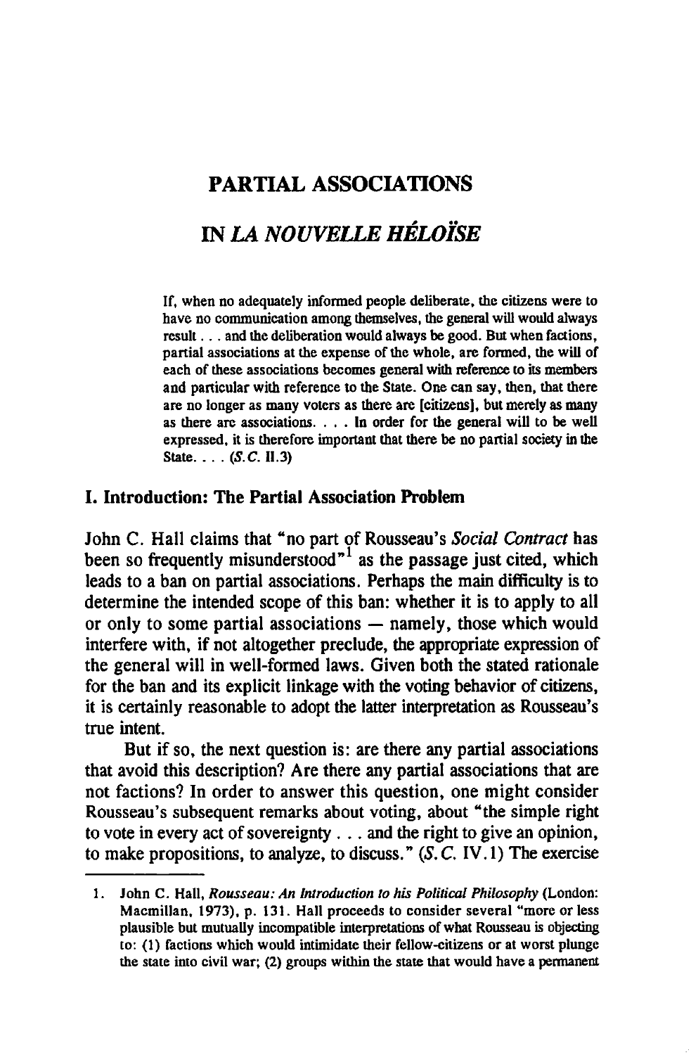# PARTIAL ASSOCIATIONS

# IN *LA NOUVELLE HÉLOÏSE*

> If, when no adequately informed people deliberate, the citizens were to have no communication among themselves, the general will would always result . . . and the deliberation would always be good. But when factions, partial associations at the expense of the whole, are formed, the will of each of these associations becomes general with reference to its members and particular with reference to the State. One can say, then, that there are no longer as many voters as there are [citizens], but merely as many as there are associations. . . . In order for the general will to be well expressed, it is therefore important that there be no partial society in the State. . . . (*S.C.* II.3)

## I. Introduction: The Partial Association Problem

John C. Hall claims that "no part of Rousseau's *Social Contract* has been so frequently misunderstood"[1] as the passage just cited, which leads to a ban on partial associations. Perhaps the main difficulty is to determine the intended scope of this ban: whether it is to apply to all or only to some partial associations — namely, those which would interfere with, if not altogether preclude, the appropriate expression of the general will in well-formed laws. Given both the stated rationale for the ban and its explicit linkage with the voting behavior of citizens, it is certainly reasonable to adopt the latter interpretation as Rousseau's true intent.

But if so, the next question is: are there any partial associations that avoid this description? Are there any partial associations that are not factions? In order to answer this question, one might consider Rousseau's subsequent remarks about voting, about "the simple right to vote in every act of sovereignty . . . and the right to give an opinion, to make propositions, to analyze, to discuss." (*S.C.* IV.1) The exercise

---

1. John C. Hall, *Rousseau: An Introduction to his Political Philosophy* (London: Macmillan, 1973), p. 131. Hall proceeds to consider several "more or less plausible but mutually incompatible interpretations of what Rousseau is objecting to: (1) factions which would intimidate their fellow-citizens or at worst plunge the state into civil war; (2) groups within the state that would have a permanent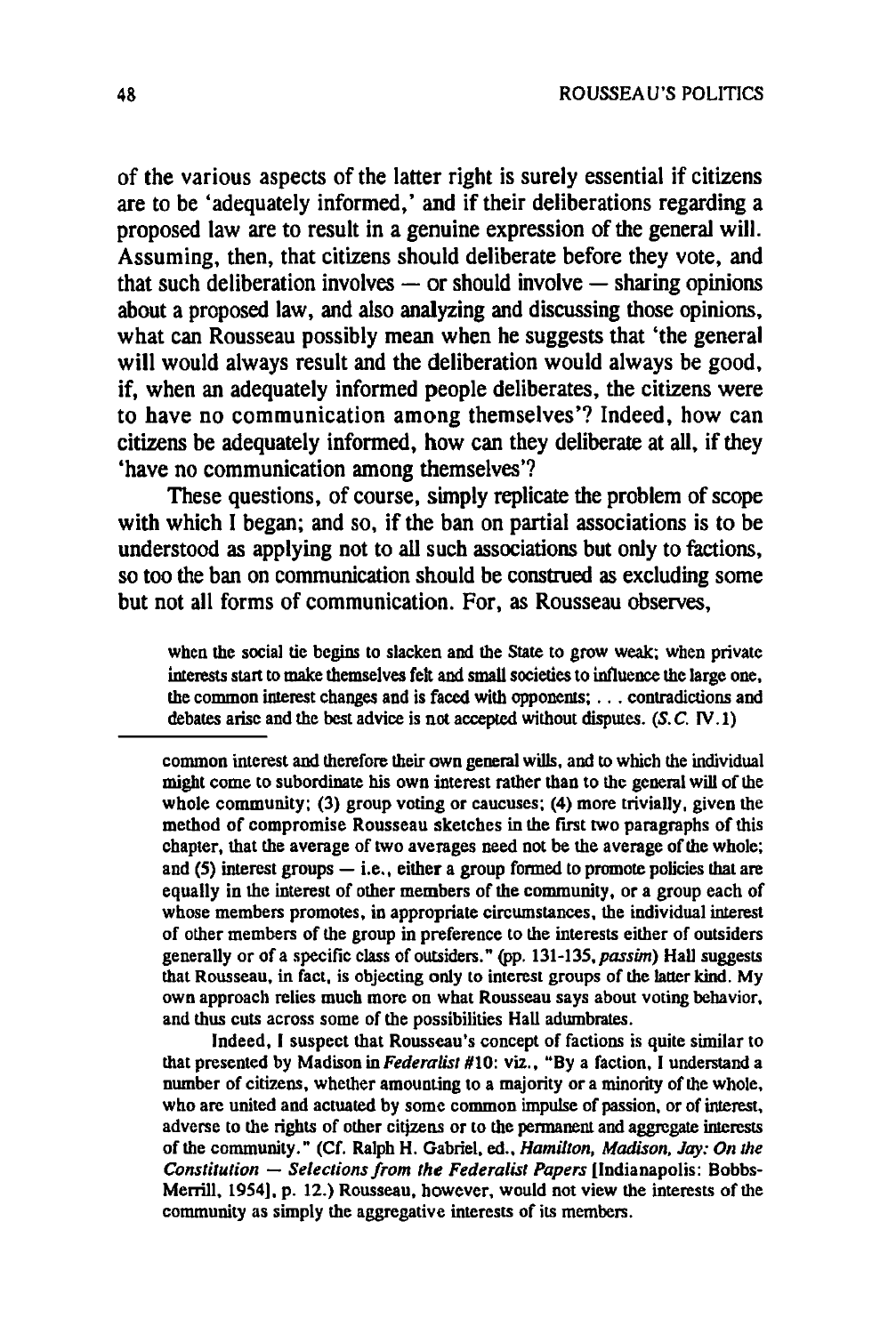of the various aspects of the latter right is surely essential if citizens are to be 'adequately informed,' and if their deliberations regarding a proposed law are to result in a genuine expression of the general will. Assuming, then, that citizens should deliberate before they vote, and that such deliberation involves — or should involve — sharing opinions about a proposed law, and also analyzing and discussing those opinions, what can Rousseau possibly mean when he suggests that 'the general will would always result and the deliberation would always be good, if, when an adequately informed people deliberates, the citizens were to have no communication among themselves'? Indeed, how can citizens be adequately informed, how can they deliberate at all, if they 'have no communication among themselves'?

These questions, of course, simply replicate the problem of scope with which I began; and so, if the ban on partial associations is to be understood as applying not to all such associations but only to factions, so too the ban on communication should be construed as excluding some but not all forms of communication. For, as Rousseau observes,

> when the social tie begins to slacken and the State to grow weak; when private interests start to make themselves felt and small societies to influence the large one, the common interest changes and is faced with opponents; . . . contradictions and debates arise and the best advice is not accepted without disputes. (*S.C.* IV.1)

---

common interest and therefore their own general wills, and to which the individual might come to subordinate his own interest rather than to the general will of the whole community; (3) group voting or caucuses; (4) more trivially, given the method of compromise Rousseau sketches in the first two paragraphs of this chapter, that the average of two averages need not be the average of the whole; and (5) interest groups — i.e., either a group formed to promote policies that are equally in the interest of other members of the community, or a group each of whose members promotes, in appropriate circumstances, the individual interest of other members of the group in preference to the interests either of outsiders generally or of a specific class of outsiders." (pp. 131-135, *passim*) Hall suggests that Rousseau, in fact, is objecting only to interest groups of the latter kind. My own approach relies much more on what Rousseau says about voting behavior, and thus cuts across some of the possibilities Hall adumbrates.

Indeed, I suspect that Rousseau's concept of factions is quite similar to that presented by Madison in *Federalist* #10: viz., "By a faction, I understand a number of citizens, whether amounting to a majority or a minority of the whole, who are united and actuated by some common impulse of passion, or of interest, adverse to the rights of other citizens or to the permanent and aggregate interests of the community." (Cf. Ralph H. Gabriel, ed., *Hamilton, Madison, Jay: On the Constitution — Selections from the Federalist Papers* [Indianapolis: Bobbs-Merrill, 1954], p. 12.) Rousseau, however, would not view the interests of the community as simply the aggregative interests of its members.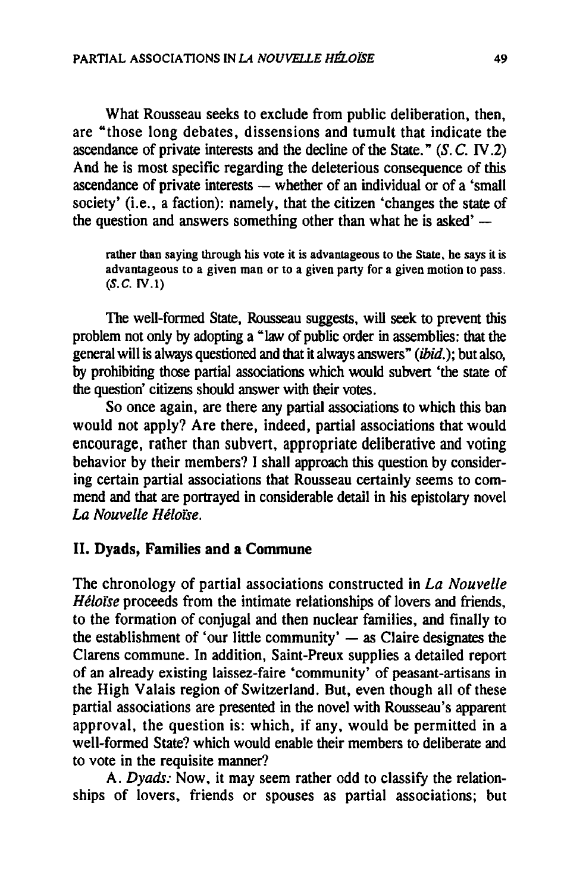What Rousseau seeks to exclude from public deliberation, then, are "those long debates, dissensions and tumult that indicate the ascendance of private interests and the decline of the State." (*S.C.* IV.2) And he is most specific regarding the deleterious consequence of this ascendance of private interests — whether of an individual or of a 'small society' (i.e., a faction): namely, that the citizen 'changes the state of the question and answers something other than what he is asked' —

> rather than saying through his vote it is advantageous to the State, he says it is advantageous to a given man or to a given party for a given motion to pass. (*S.C.* IV.1)

The well-formed State, Rousseau suggests, will seek to prevent this problem not only by adopting a "law of public order in assemblies: that the general will is always questioned and that it always answers" (*ibid.*); but also, by prohibiting those partial associations which would subvert 'the state of the question' citizens should answer with their votes.

So once again, are there any partial associations to which this ban would not apply? Are there, indeed, partial associations that would encourage, rather than subvert, appropriate deliberative and voting behavior by their members? I shall approach this question by considering certain partial associations that Rousseau certainly seems to commend and that are portrayed in considerable detail in his epistolary novel *La Nouvelle Héloïse*.

## II. Dyads, Families and a Commune

The chronology of partial associations constructed in *La Nouvelle Héloïse* proceeds from the intimate relationships of lovers and friends, to the formation of conjugal and then nuclear families, and finally to the establishment of 'our little community' — as Claire designates the Clarens commune. In addition, Saint-Preux supplies a detailed report of an already existing laissez-faire 'community' of peasant-artisans in the High Valais region of Switzerland. But, even though all of these partial associations are presented in the novel with Rousseau's apparent approval, the question is: which, if any, would be permitted in a well-formed State? which would enable their members to deliberate and to vote in the requisite manner?

A. *Dyads:* Now, it may seem rather odd to classify the relationships of lovers, friends or spouses as partial associations; but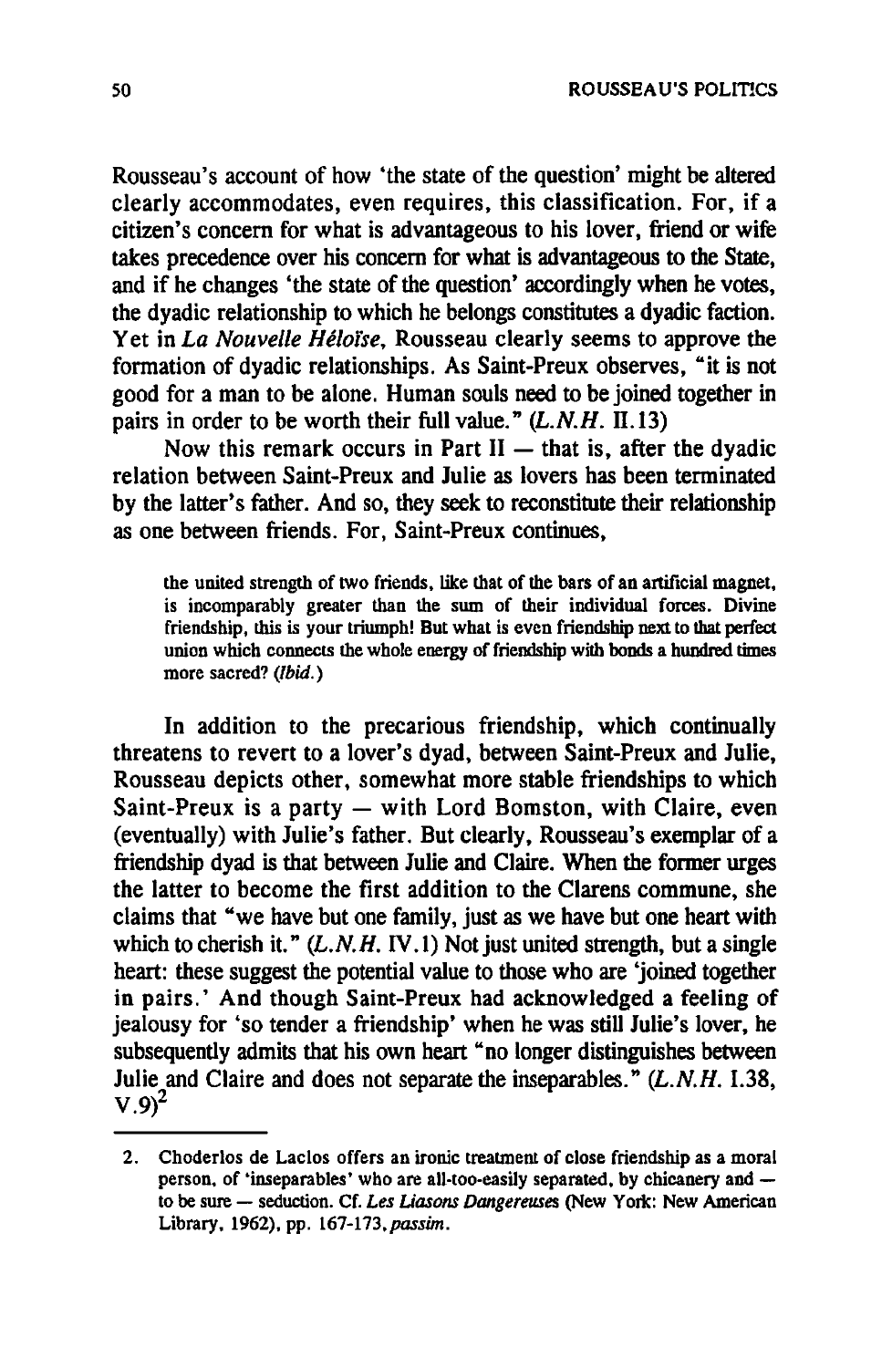Rousseau's account of how 'the state of the question' might be altered clearly accommodates, even requires, this classification. For, if a citizen's concern for what is advantageous to his lover, friend or wife takes precedence over his concern for what is advantageous to the State, and if he changes 'the state of the question' accordingly when he votes, the dyadic relationship to which he belongs constitutes a dyadic faction. Yet in *La Nouvelle Héloïse*, Rousseau clearly seems to approve the formation of dyadic relationships. As Saint-Preux observes, "it is not good for a man to be alone. Human souls need to be joined together in pairs in order to be worth their full value." (*L.N.H.* II.13)

Now this remark occurs in Part II — that is, after the dyadic relation between Saint-Preux and Julie as lovers has been terminated by the latter's father. And so, they seek to reconstitute their relationship as one between friends. For, Saint-Preux continues,

> the united strength of two friends, like that of the bars of an artificial magnet, is incomparably greater than the sum of their individual forces. Divine friendship, this is your triumph! But what is even friendship next to that perfect union which connects the whole energy of friendship with bonds a hundred times more sacred? (*Ibid.*)

In addition to the precarious friendship, which continually threatens to revert to a lover's dyad, between Saint-Preux and Julie, Rousseau depicts other, somewhat more stable friendships to which Saint-Preux is a party — with Lord Bomston, with Claire, even (eventually) with Julie's father. But clearly, Rousseau's exemplar of a friendship dyad is that between Julie and Claire. When the former urges the latter to become the first addition to the Clarens commune, she claims that "we have but one family, just as we have but one heart with which to cherish it." (*L.N.H.* IV.1) Not just united strength, but a single heart: these suggest the potential value to those who are 'joined together in pairs.' And though Saint-Preux had acknowledged a feeling of jealousy for 'so tender a friendship' when he was still Julie's lover, he subsequently admits that his own heart "no longer distinguishes between Julie and Claire and does not separate the inseparables." (*L.N.H.* I.38, V.9)[2]

---

2. Choderlos de Laclos offers an ironic treatment of close friendship as a moral person, of 'inseparables' who are all-too-easily separated, by chicanery and — to be sure — seduction. Cf. *Les Liasons Dangereuses* (New York: New American Library, 1962), pp. 167-173, *passim*.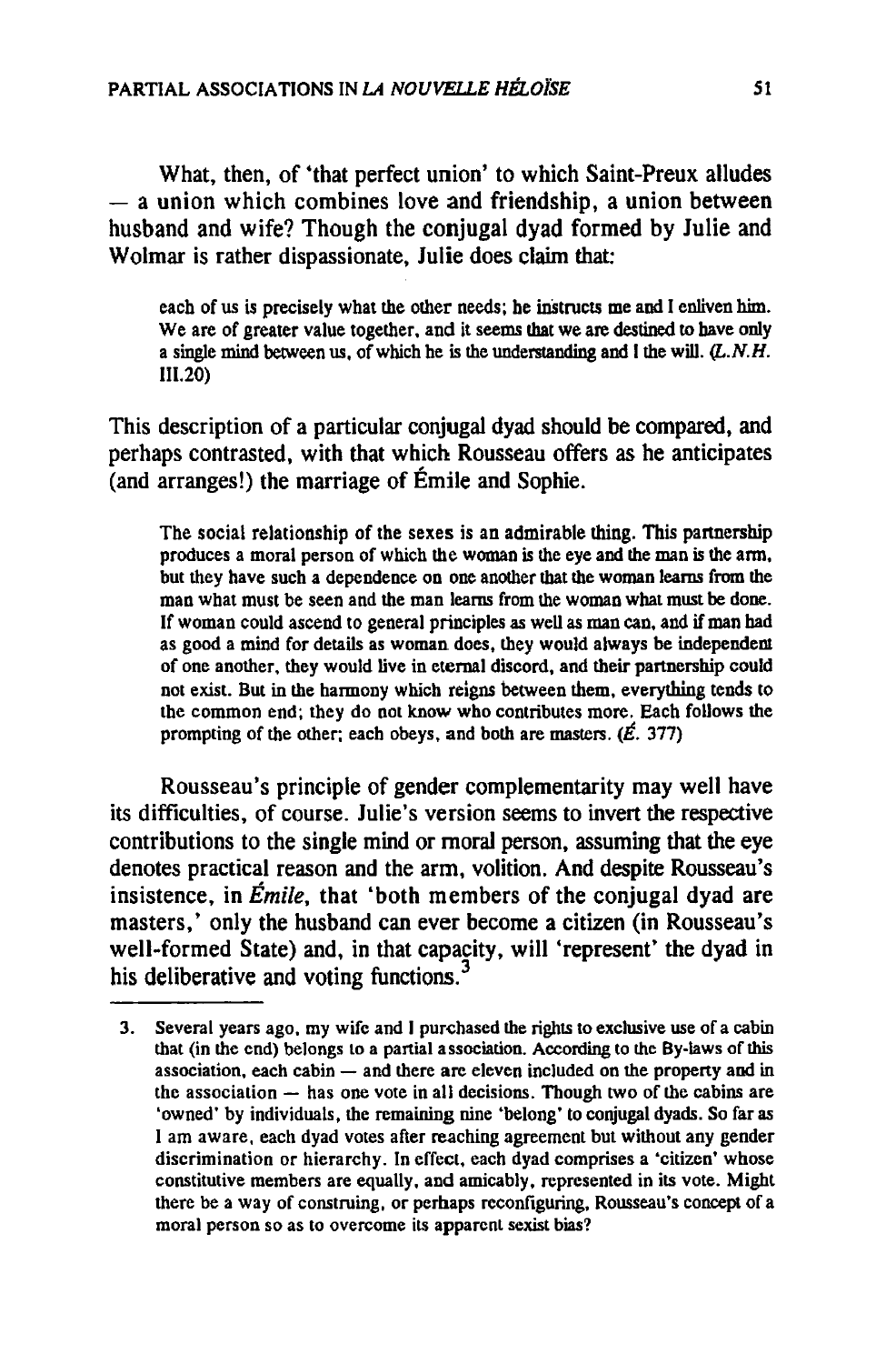What, then, of 'that perfect union' to which Saint-Preux alludes — a union which combines love and friendship, a union between husband and wife? Though the conjugal dyad formed by Julie and Wolmar is rather dispassionate, Julie does claim that:

> each of us is precisely what the other needs; he instructs me and I enliven him. We are of greater value together, and it seems that we are destined to have only a single mind between us, of which he is the understanding and I the will. (*L.N.H.* III.20)

This description of a particular conjugal dyad should be compared, and perhaps contrasted, with that which Rousseau offers as he anticipates (and arranges!) the marriage of Émile and Sophie.

> The social relationship of the sexes is an admirable thing. This partnership produces a moral person of which the woman is the eye and the man is the arm, but they have such a dependence on one another that the woman learns from the man what must be seen and the man learns from the woman what must be done. If woman could ascend to general principles as well as man can, and if man had as good a mind for details as woman does, they would always be independent of one another, they would live in eternal discord, and their partnership could not exist. But in the harmony which reigns between them, everything tends to the common end; they do not know who contributes more. Each follows the prompting of the other; each obeys, and both are masters. (*É.* 377)

Rousseau's principle of gender complementarity may well have its difficulties, of course. Julie's version seems to invert the respective contributions to the single mind or moral person, assuming that the eye denotes practical reason and the arm, volition. And despite Rousseau's insistence, in *Émile*, that 'both members of the conjugal dyad are masters,' only the husband can ever become a citizen (in Rousseau's well-formed State) and, in that capacity, will 'represent' the dyad in his deliberative and voting functions.[3]

---

3. Several years ago, my wife and I purchased the rights to exclusive use of a cabin that (in the end) belongs to a partial association. According to the By-laws of this association, each cabin — and there are eleven included on the property and in the association — has one vote in all decisions. Though two of the cabins are 'owned' by individuals, the remaining nine 'belong' to conjugal dyads. So far as I am aware, each dyad votes after reaching agreement but without any gender discrimination or hierarchy. In effect, each dyad comprises a 'citizen' whose constitutive members are equally, and amicably, represented in its vote. Might there be a way of construing, or perhaps reconfiguring, Rousseau's concept of a moral person so as to overcome its apparent sexist bias?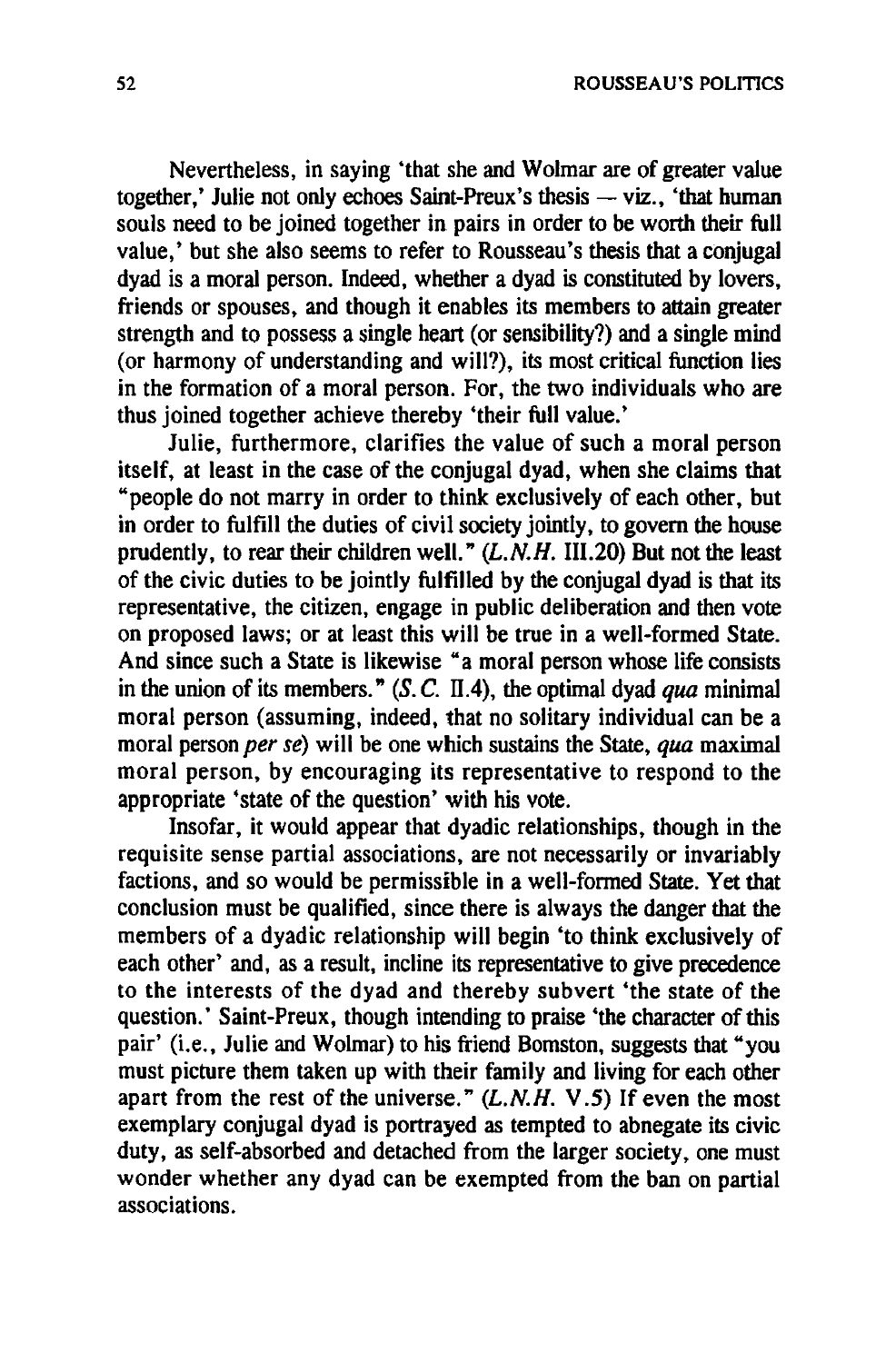Nevertheless, in saying 'that she and Wolmar are of greater value together,' Julie not only echoes Saint-Preux's thesis — viz., 'that human souls need to be joined together in pairs in order to be worth their full value,' but she also seems to refer to Rousseau's thesis that a conjugal dyad is a moral person. Indeed, whether a dyad is constituted by lovers, friends or spouses, and though it enables its members to attain greater strength and to possess a single heart (or sensibility?) and a single mind (or harmony of understanding and will?), its most critical function lies in the formation of a moral person. For, the two individuals who are thus joined together achieve thereby 'their full value.'

Julie, furthermore, clarifies the value of such a moral person itself, at least in the case of the conjugal dyad, when she claims that "people do not marry in order to think exclusively of each other, but in order to fulfill the duties of civil society jointly, to govern the house prudently, to rear their children well." (*L.N.H.* III.20) But not the least of the civic duties to be jointly fulfilled by the conjugal dyad is that its representative, the citizen, engage in public deliberation and then vote on proposed laws; or at least this will be true in a well-formed State. And since such a State is likewise "a moral person whose life consists in the union of its members." (*S.C.* II.4), the optimal dyad *qua* minimal moral person (assuming, indeed, that no solitary individual can be a moral person *per se*) will be one which sustains the State, *qua* maximal moral person, by encouraging its representative to respond to the appropriate 'state of the question' with his vote.

Insofar, it would appear that dyadic relationships, though in the requisite sense partial associations, are not necessarily or invariably factions, and so would be permissible in a well-formed State. Yet that conclusion must be qualified, since there is always the danger that the members of a dyadic relationship will begin 'to think exclusively of each other' and, as a result, incline its representative to give precedence to the interests of the dyad and thereby subvert 'the state of the question.' Saint-Preux, though intending to praise 'the character of this pair' (i.e., Julie and Wolmar) to his friend Bomston, suggests that "you must picture them taken up with their family and living for each other apart from the rest of the universe." (*L.N.H.* V.5) If even the most exemplary conjugal dyad is portrayed as tempted to abnegate its civic duty, as self-absorbed and detached from the larger society, one must wonder whether any dyad can be exempted from the ban on partial associations.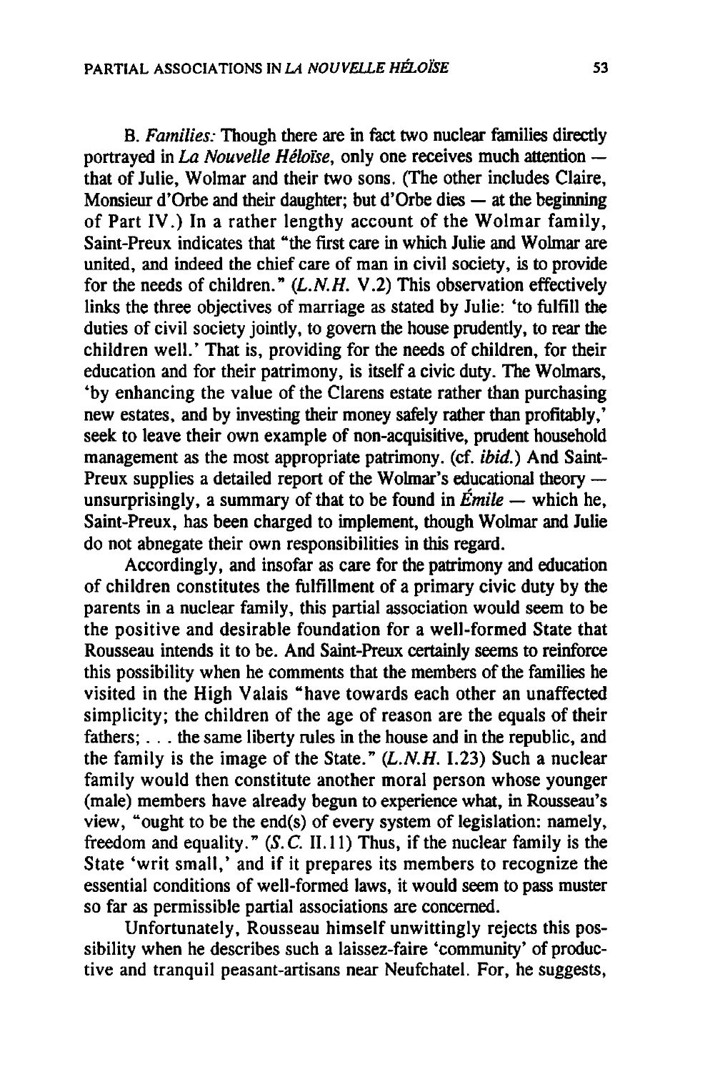B. *Families:* Though there are in fact two nuclear families directly portrayed in *La Nouvelle Héloïse*, only one receives much attention — that of Julie, Wolmar and their two sons. (The other includes Claire, Monsieur d'Orbe and their daughter; but d'Orbe dies — at the beginning of Part IV.) In a rather lengthy account of the Wolmar family, Saint-Preux indicates that "the first care in which Julie and Wolmar are united, and indeed the chief care of man in civil society, is to provide for the needs of children." (*L.N.H.* V.2) This observation effectively links the three objectives of marriage as stated by Julie: 'to fulfill the duties of civil society jointly, to govern the house prudently, to rear the children well.' That is, providing for the needs of children, for their education and for their patrimony, is itself a civic duty. The Wolmars, 'by enhancing the value of the Clarens estate rather than purchasing new estates, and by investing their money safely rather than profitably,' seek to leave their own example of non-acquisitive, prudent household management as the most appropriate patrimony. (cf. *ibid.*) And Saint-Preux supplies a detailed report of the Wolmar's educational theory — unsurprisingly, a summary of that to be found in *Émile* — which he, Saint-Preux, has been charged to implement, though Wolmar and Julie do not abnegate their own responsibilities in this regard.

Accordingly, and insofar as care for the patrimony and education of children constitutes the fulfillment of a primary civic duty by the parents in a nuclear family, this partial association would seem to be the positive and desirable foundation for a well-formed State that Rousseau intends it to be. And Saint-Preux certainly seems to reinforce this possibility when he comments that the members of the families he visited in the High Valais "have towards each other an unaffected simplicity; the children of the age of reason are the equals of their fathers; . . . the same liberty rules in the house and in the republic, and the family is the image of the State." (*L.N.H.* I.23) Such a nuclear family would then constitute another moral person whose younger (male) members have already begun to experience what, in Rousseau's view, "ought to be the end(s) of every system of legislation: namely, freedom and equality." (*S.C.* II.11) Thus, if the nuclear family is the State 'writ small,' and if it prepares its members to recognize the essential conditions of well-formed laws, it would seem to pass muster so far as permissible partial associations are concerned.

Unfortunately, Rousseau himself unwittingly rejects this possibility when he describes such a laissez-faire 'community' of productive and tranquil peasant-artisans near Neufchatel. For, he suggests,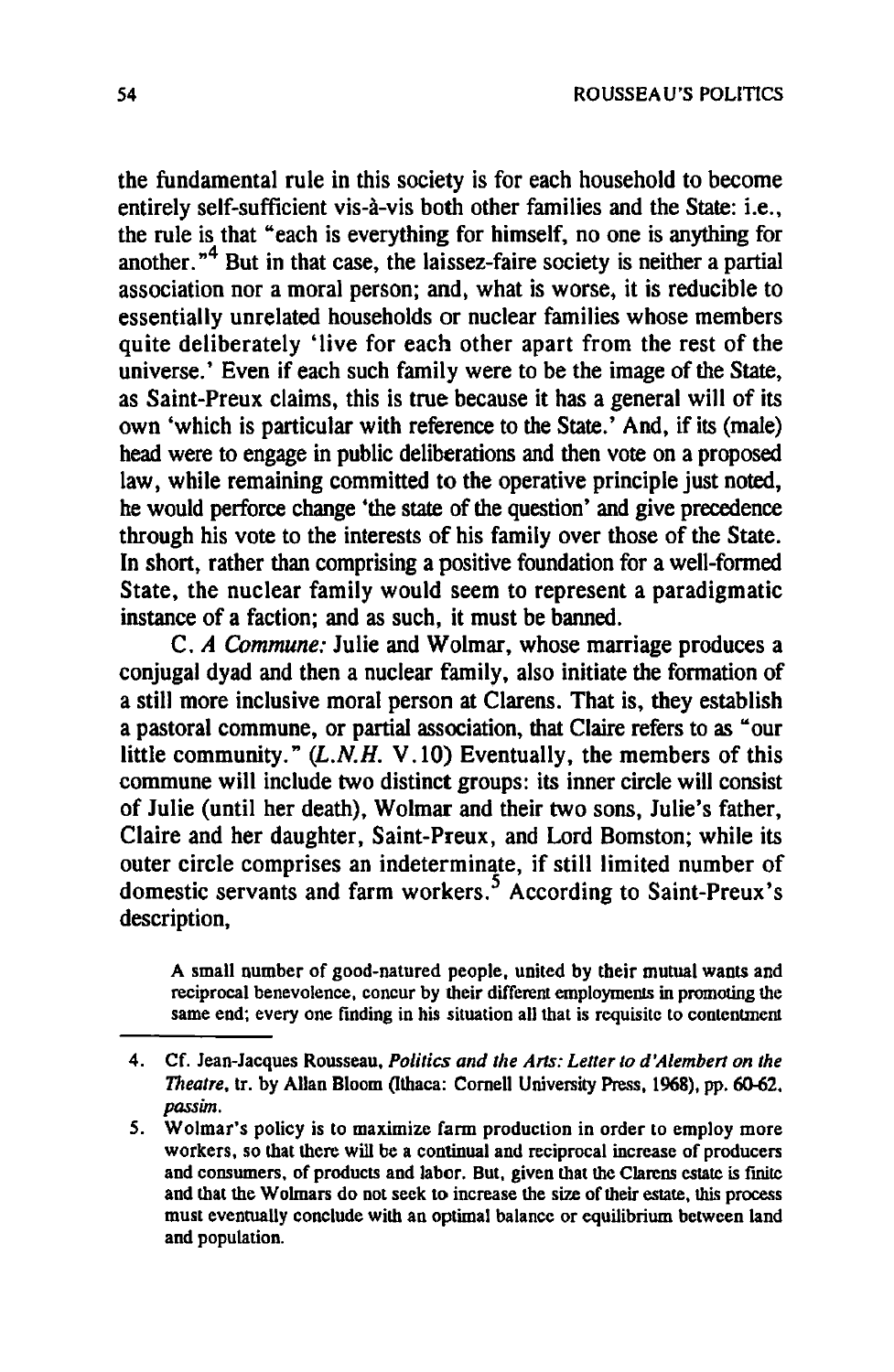the fundamental rule in this society is for each household to become entirely self-sufficient vis-à-vis both other families and the State: i.e., the rule is that "each is everything for himself, no one is anything for another."[4] But in that case, the laissez-faire society is neither a partial association nor a moral person; and, what is worse, it is reducible to essentially unrelated households or nuclear families whose members quite deliberately 'live for each other apart from the rest of the universe.' Even if each such family were to be the image of the State, as Saint-Preux claims, this is true because it has a general will of its own 'which is particular with reference to the State.' And, if its (male) head were to engage in public deliberations and then vote on a proposed law, while remaining committed to the operative principle just noted, he would perforce change 'the state of the question' and give precedence through his vote to the interests of his family over those of the State. In short, rather than comprising a positive foundation for a well-formed State, the nuclear family would seem to represent a paradigmatic instance of a faction; and as such, it must be banned.

C. *A Commune:* Julie and Wolmar, whose marriage produces a conjugal dyad and then a nuclear family, also initiate the formation of a still more inclusive moral person at Clarens. That is, they establish a pastoral commune, or partial association, that Claire refers to as "our little community." (*L.N.H.* V.10) Eventually, the members of this commune will include two distinct groups: its inner circle will consist of Julie (until her death), Wolmar and their two sons, Julie's father, Claire and her daughter, Saint-Preux, and Lord Bomston; while its outer circle comprises an indeterminate, if still limited number of domestic servants and farm workers.[5] According to Saint-Preux's description,

> A small number of good-natured people, united by their mutual wants and reciprocal benevolence, concur by their different employments in promoting the same end; every one finding in his situation all that is requisite to contentment

---

4. Cf. Jean-Jacques Rousseau, *Politics and the Arts: Letter to d'Alembert on the Theatre*, tr. by Allan Bloom (Ithaca: Cornell University Press, 1968), pp. 60-62, *passim*.

5. Wolmar's policy is to maximize farm production in order to employ more workers, so that there will be a continual and reciprocal increase of producers and consumers, of products and labor. But, given that the Clarens estate is finite and that the Wolmars do not seek to increase the size of their estate, this process must eventually conclude with an optimal balance or equilibrium between land and population.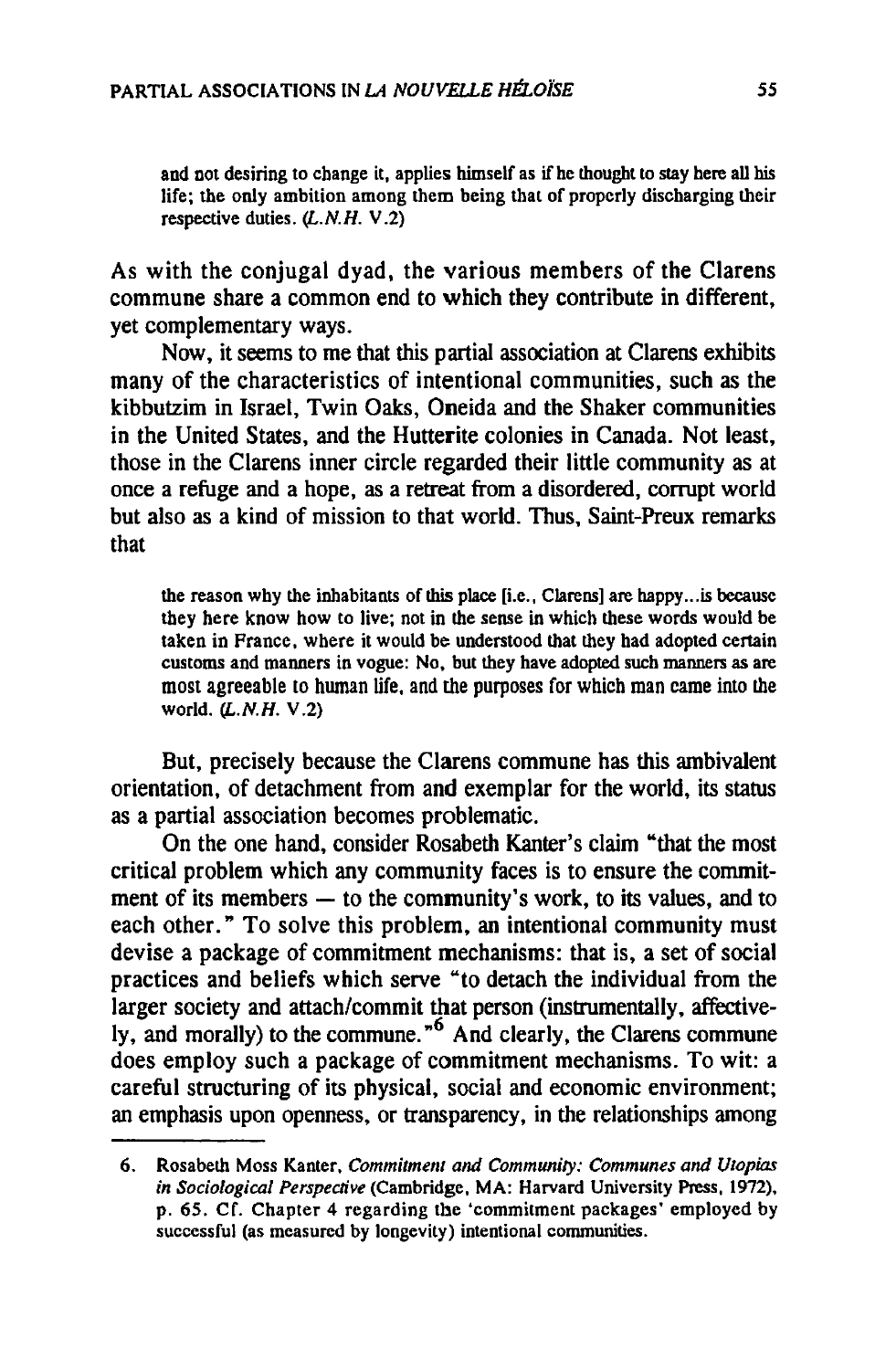> and not desiring to change it, applies himself as if he thought to stay here all his life; the only ambition among them being that of properly discharging their respective duties. (*L.N.H.* V.2)

As with the conjugal dyad, the various members of the Clarens commune share a common end to which they contribute in different, yet complementary ways.

Now, it seems to me that this partial association at Clarens exhibits many of the characteristics of intentional communities, such as the kibbutzim in Israel, Twin Oaks, Oneida and the Shaker communities in the United States, and the Hutterite colonies in Canada. Not least, those in the Clarens inner circle regarded their little community as at once a refuge and a hope, as a retreat from a disordered, corrupt world but also as a kind of mission to that world. Thus, Saint-Preux remarks that

> the reason why the inhabitants of this place [i.e., Clarens] are happy...is because they here know how to live; not in the sense in which these words would be taken in France, where it would be understood that they had adopted certain customs and manners in vogue: No, but they have adopted such manners as are most agreeable to human life, and the purposes for which man came into the world. (*L.N.H.* V.2)

But, precisely because the Clarens commune has this ambivalent orientation, of detachment from and exemplar for the world, its status as a partial association becomes problematic.

On the one hand, consider Rosabeth Kanter's claim "that the most critical problem which any community faces is to ensure the commitment of its members — to the community's work, to its values, and to each other." To solve this problem, an intentional community must devise a package of commitment mechanisms: that is, a set of social practices and beliefs which serve "to detach the individual from the larger society and attach/commit that person (instrumentally, affectively, and morally) to the commune."[6] And clearly, the Clarens commune does employ such a package of commitment mechanisms. To wit: a careful structuring of its physical, social and economic environment; an emphasis upon openness, or transparency, in the relationships among

---

6. Rosabeth Moss Kanter, *Commitment and Community: Communes and Utopias in Sociological Perspective* (Cambridge, MA: Harvard University Press, 1972), p. 65. Cf. Chapter 4 regarding the 'commitment packages' employed by successful (as measured by longevity) intentional communities.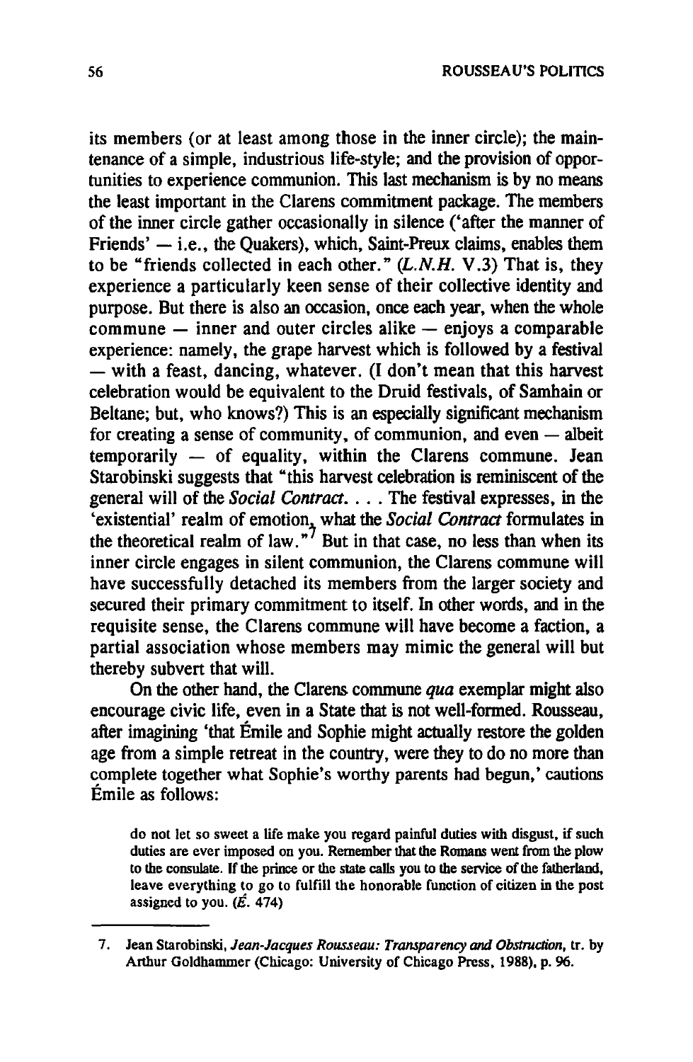its members (or at least among those in the inner circle); the maintenance of a simple, industrious life-style; and the provision of opportunities to experience communion. This last mechanism is by no means the least important in the Clarens commitment package. The members of the inner circle gather occasionally in silence ('after the manner of Friends' — i.e., the Quakers), which, Saint-Preux claims, enables them to be "friends collected in each other." (*L.N.H.* V.3) That is, they experience a particularly keen sense of their collective identity and purpose. But there is also an occasion, once each year, when the whole commune — inner and outer circles alike — enjoys a comparable experience: namely, the grape harvest which is followed by a festival — with a feast, dancing, whatever. (I don't mean that this harvest celebration would be equivalent to the Druid festivals, of Samhain or Beltane; but, who knows?) This is an especially significant mechanism for creating a sense of community, of communion, and even — albeit temporarily — of equality, within the Clarens commune. Jean Starobinski suggests that "this harvest celebration is reminiscent of the general will of the *Social Contract*. . . . The festival expresses, in the 'existential' realm of emotion, what the *Social Contract* formulates in the theoretical realm of law."[7] But in that case, no less than when its inner circle engages in silent communion, the Clarens commune will have successfully detached its members from the larger society and secured their primary commitment to itself. In other words, and in the requisite sense, the Clarens commune will have become a faction, a partial association whose members may mimic the general will but thereby subvert that will.

On the other hand, the Clarens commune *qua* exemplar might also encourage civic life, even in a State that is not well-formed. Rousseau, after imagining 'that Émile and Sophie might actually restore the golden age from a simple retreat in the country, were they to do no more than complete together what Sophie's worthy parents had begun,' cautions Émile as follows:

> do not let so sweet a life make you regard painful duties with disgust, if such duties are ever imposed on you. Remember that the Romans went from the plow to the consulate. If the prince or the state calls you to the service of the fatherland, leave everything to go to fulfill the honorable function of citizen in the post assigned to you. (*É.* 474)

---

7. Jean Starobinski, *Jean-Jacques Rousseau: Transparency and Obstruction*, tr. by Arthur Goldhammer (Chicago: University of Chicago Press, 1988), p. 96.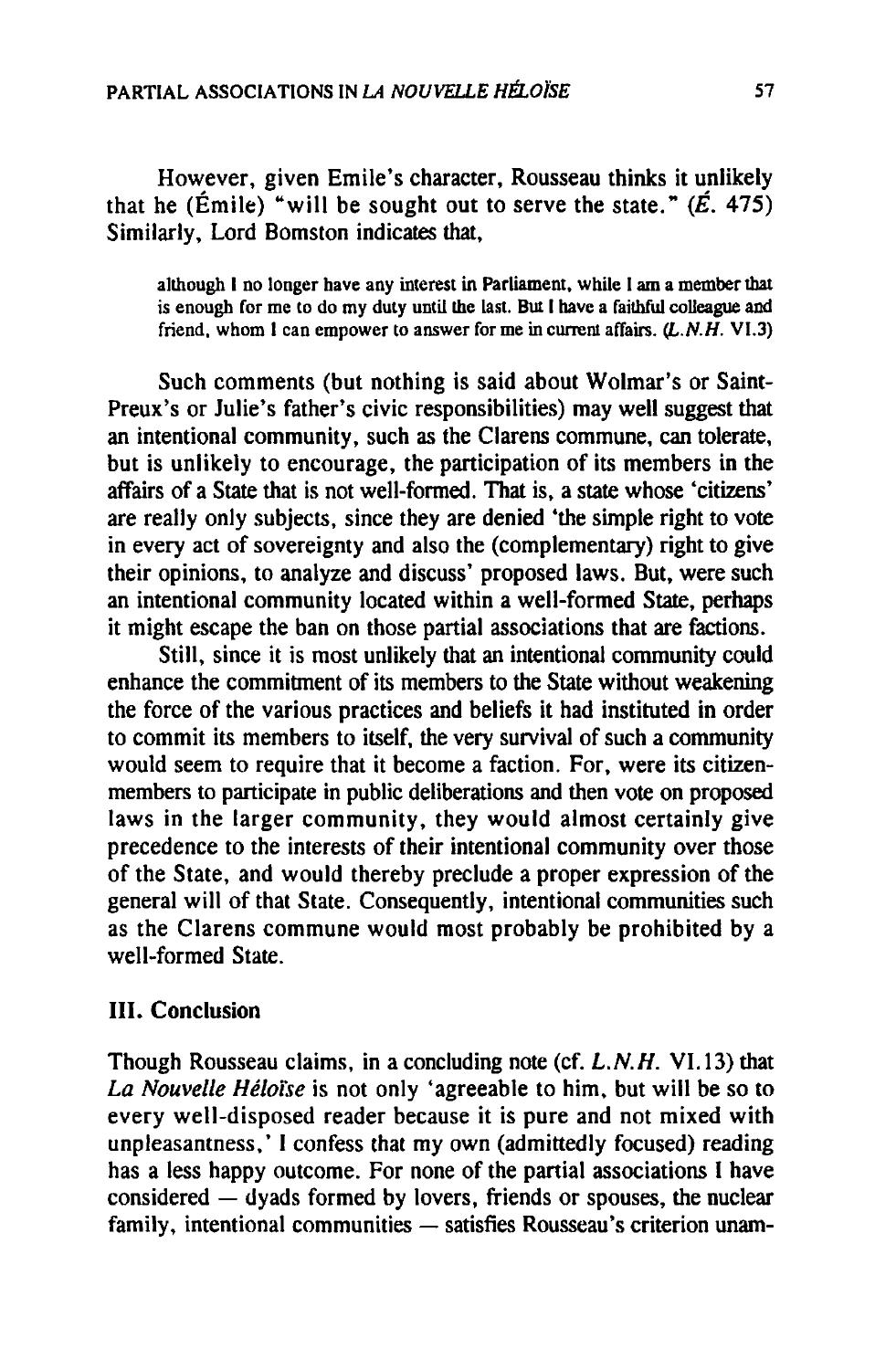However, given Emile's character, Rousseau thinks it unlikely that he (Émile) "will be sought out to serve the state." (*É.* 475) Similarly, Lord Bomston indicates that,

> although I no longer have any interest in Parliament, while I am a member that is enough for me to do my duty until the last. But I have a faithful colleague and friend, whom I can empower to answer for me in current affairs. (*L.N.H.* VI.3)

Such comments (but nothing is said about Wolmar's or Saint-Preux's or Julie's father's civic responsibilities) may well suggest that an intentional community, such as the Clarens commune, can tolerate, but is unlikely to encourage, the participation of its members in the affairs of a State that is not well-formed. That is, a state whose 'citizens' are really only subjects, since they are denied 'the simple right to vote in every act of sovereignty and also the (complementary) right to give their opinions, to analyze and discuss' proposed laws. But, were such an intentional community located within a well-formed State, perhaps it might escape the ban on those partial associations that are factions.

Still, since it is most unlikely that an intentional community could enhance the commitment of its members to the State without weakening the force of the various practices and beliefs it had instituted in order to commit its members to itself, the very survival of such a community would seem to require that it become a faction. For, were its citizen-members to participate in public deliberations and then vote on proposed laws in the larger community, they would almost certainly give precedence to the interests of their intentional community over those of the State, and would thereby preclude a proper expression of the general will of that State. Consequently, intentional communities such as the Clarens commune would most probably be prohibited by a well-formed State.

### III. Conclusion

Though Rousseau claims, in a concluding note (cf. *L.N.H.* VI.13) that *La Nouvelle Héloïse* is not only 'agreeable to him, but will be so to every well-disposed reader because it is pure and not mixed with unpleasantness,' I confess that my own (admittedly focused) reading has a less happy outcome. For none of the partial associations I have considered — dyads formed by lovers, friends or spouses, the nuclear family, intentional communities — satisfies Rousseau's criterion unam-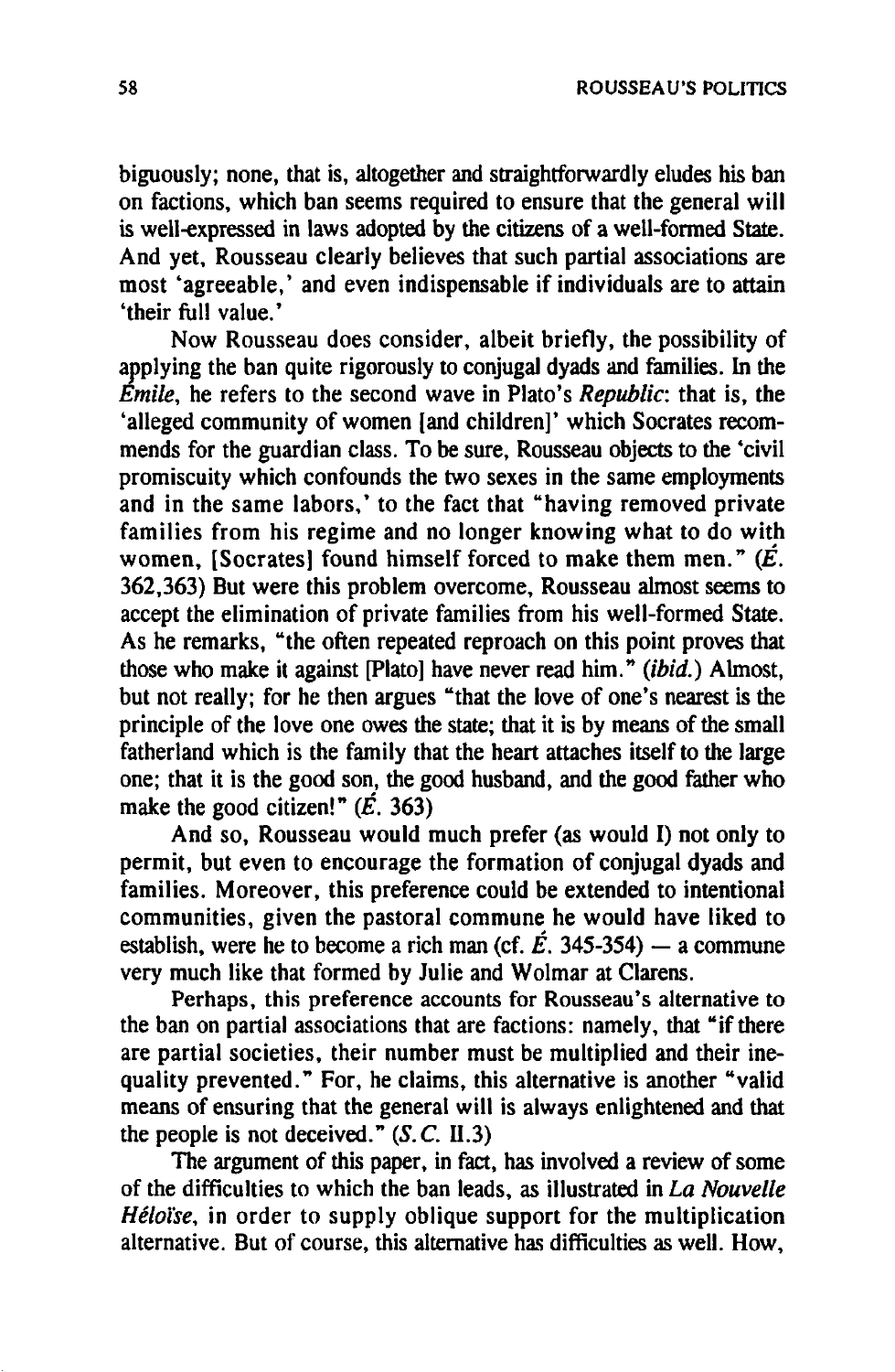biguously; none, that is, altogether and straightforwardly eludes his ban on factions, which ban seems required to ensure that the general will is well-expressed in laws adopted by the citizens of a well-formed State. And yet, Rousseau clearly believes that such partial associations are most 'agreeable,' and even indispensable if individuals are to attain 'their full value.'

Now Rousseau does consider, albeit briefly, the possibility of applying the ban quite rigorously to conjugal dyads and families. In the *Émile*, he refers to the second wave in Plato's *Republic*: that is, the 'alleged community of women [and children]' which Socrates recommends for the guardian class. To be sure, Rousseau objects to the 'civil promiscuity which confounds the two sexes in the same employments and in the same labors,' to the fact that "having removed private families from his regime and no longer knowing what to do with women, [Socrates] found himself forced to make them men." (*É.* 362,363) But were this problem overcome, Rousseau almost seems to accept the elimination of private families from his well-formed State. As he remarks, "the often repeated reproach on this point proves that those who make it against [Plato] have never read him." (*ibid.*) Almost, but not really; for he then argues "that the love of one's nearest is the principle of the love one owes the state; that it is by means of the small fatherland which is the family that the heart attaches itself to the large one; that it is the good son, the good husband, and the good father who make the good citizen!" (*É.* 363)

And so, Rousseau would much prefer (as would I) not only to permit, but even to encourage the formation of conjugal dyads and families. Moreover, this preference could be extended to intentional communities, given the pastoral commune he would have liked to establish, were he to become a rich man (cf. *É.* 345-354) — a commune very much like that formed by Julie and Wolmar at Clarens.

Perhaps, this preference accounts for Rousseau's alternative to the ban on partial associations that are factions: namely, that "if there are partial societies, their number must be multiplied and their inequality prevented." For, he claims, this alternative is another "valid means of ensuring that the general will is always enlightened and that the people is not deceived." (*S.C.* II.3)

The argument of this paper, in fact, has involved a review of some of the difficulties to which the ban leads, as illustrated in *La Nouvelle Héloïse*, in order to supply oblique support for the multiplication alternative. But of course, this alternative has difficulties as well. How,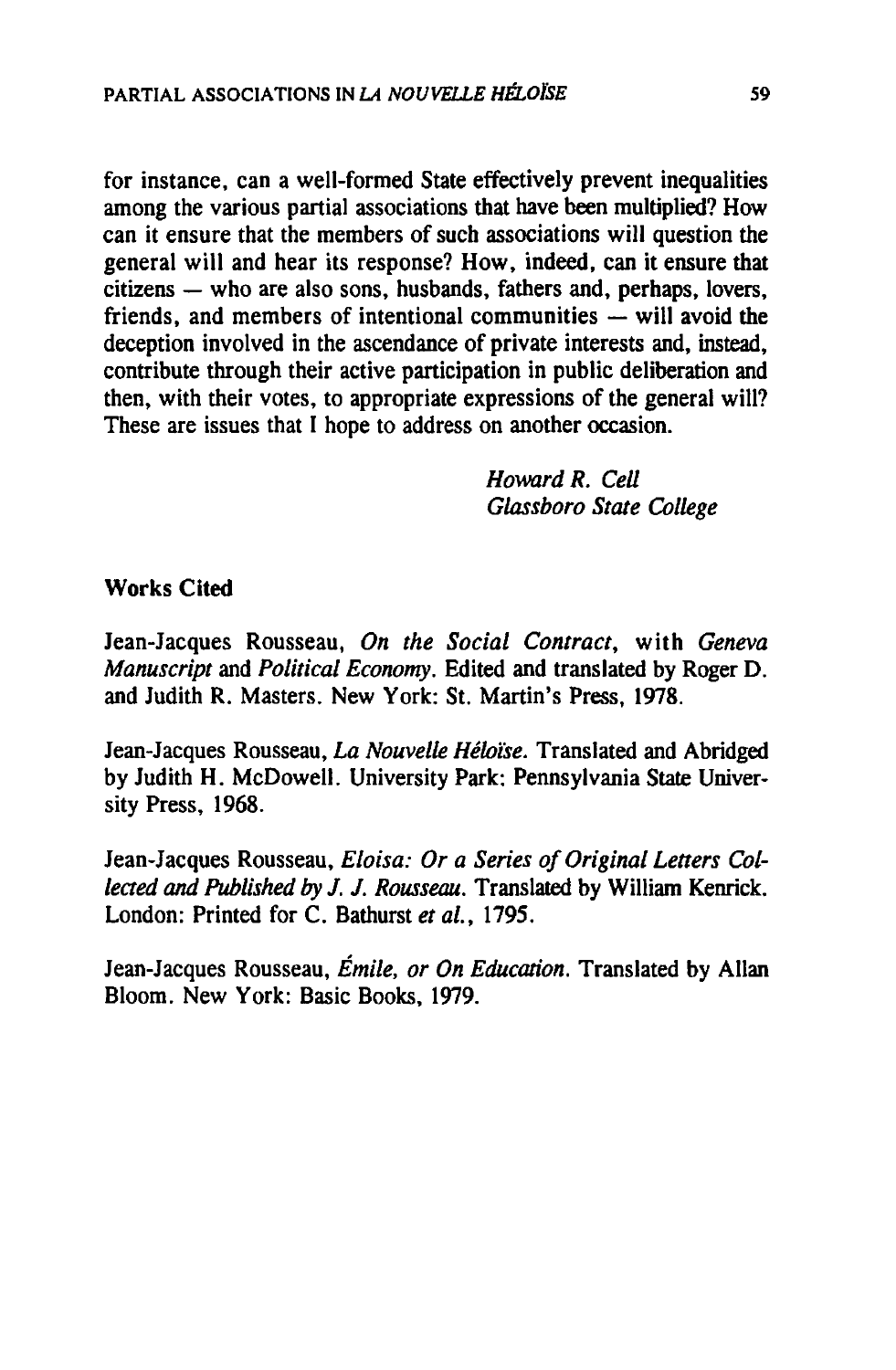for instance, can a well-formed State effectively prevent inequalities among the various partial associations that have been multiplied? How can it ensure that the members of such associations will question the general will and hear its response? How, indeed, can it ensure that citizens — who are also sons, husbands, fathers and, perhaps, lovers, friends, and members of intentional communities — will avoid the deception involved in the ascendance of private interests and, instead, contribute through their active participation in public deliberation and then, with their votes, to appropriate expressions of the general will? These are issues that I hope to address on another occasion.

*Howard R. Cell*
*Glassboro State College*

**Works Cited**

Jean-Jacques Rousseau, *On the Social Contract*, with *Geneva Manuscript* and *Political Economy*. Edited and translated by Roger D. and Judith R. Masters. New York: St. Martin's Press, 1978.

Jean-Jacques Rousseau, *La Nouvelle Héloïse*. Translated and Abridged by Judith H. McDowell. University Park: Pennsylvania State University Press, 1968.

Jean-Jacques Rousseau, *Eloisa: Or a Series of Original Letters Collected and Published by J. J. Rousseau*. Translated by William Kenrick. London: Printed for C. Bathurst *et al.*, 1795.

Jean-Jacques Rousseau, *Émile, or On Education*. Translated by Allan Bloom. New York: Basic Books, 1979.